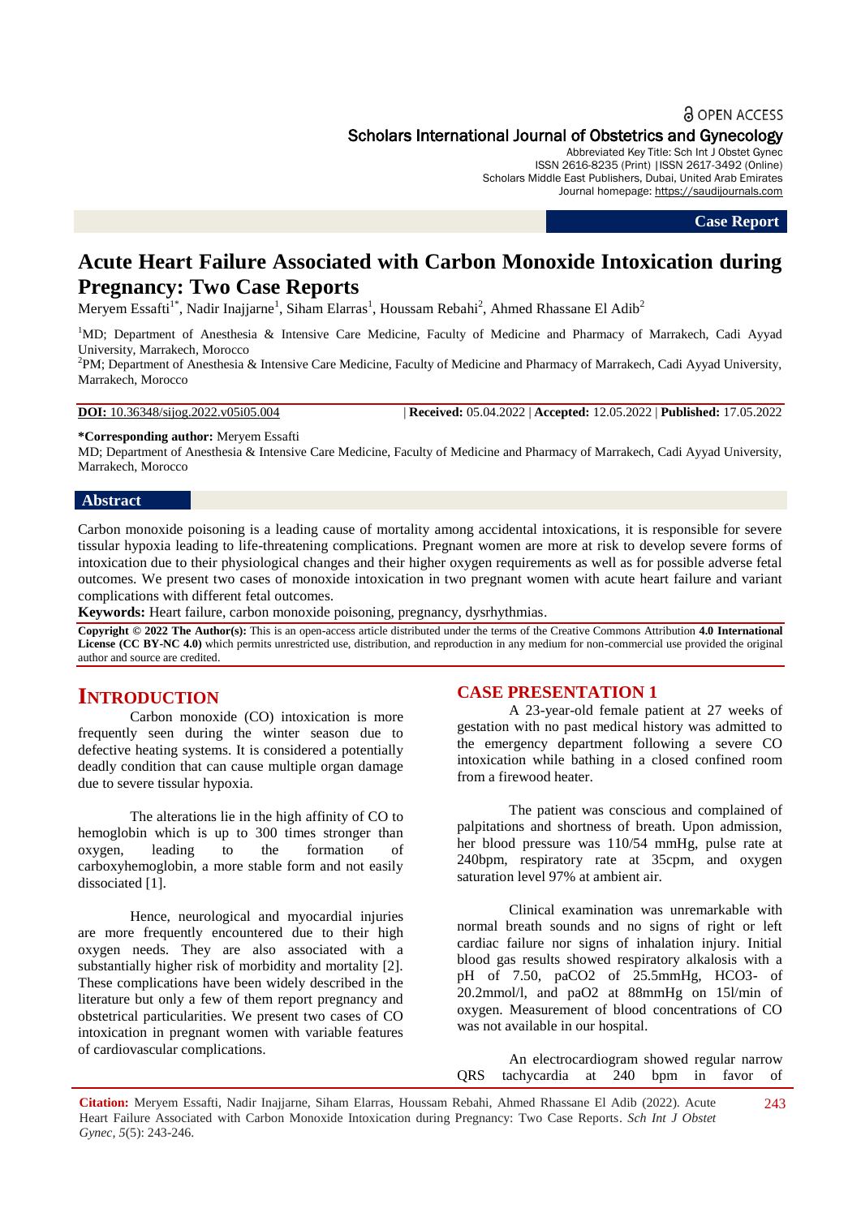Case Report

# Acute Heart Failure Associated with Carbon Monoxide Intoxication during Pregnancy: Two Case Reports

Meryem Essafti[1*], Nadir Inajjarne[1], Siham Elarras[1], Houssam Rebahi[2], Ahmed Rhassane El Adib[2]

[1]MD; Department of Anesthesia & Intensive Care Medicine, Faculty of Medicine and Pharmacy of Marrakech, Cadi Ayyad University, Marrakech, Morocco

[2]PM; Department of Anesthesia & Intensive Care Medicine, Faculty of Medicine and Pharmacy of Marrakech, Cadi Ayyad University, Marrakech, Morocco

**DOI:** 10.36348/sijog.2022.v05i05.004 | **Received:** 05.04.2022 | **Accepted:** 12.05.2022 | **Published:** 17.05.2022

**\*Corresponding author:** Meryem Essafti

MD; Department of Anesthesia & Intensive Care Medicine, Faculty of Medicine and Pharmacy of Marrakech, Cadi Ayyad University, Marrakech, Morocco

## Abstract

Carbon monoxide poisoning is a leading cause of mortality among accidental intoxications, it is responsible for severe tissular hypoxia leading to life-threatening complications. Pregnant women are more at risk to develop severe forms of intoxication due to their physiological changes and their higher oxygen requirements as well as for possible adverse fetal outcomes. We present two cases of monoxide intoxication in two pregnant women with acute heart failure and variant complications with different fetal outcomes.

**Keywords:** Heart failure, carbon monoxide poisoning, pregnancy, dysrhythmias.

**Copyright © 2022 The Author(s):** This is an open-access article distributed under the terms of the Creative Commons Attribution **4.0 International License (CC BY-NC 4.0)** which permits unrestricted use, distribution, and reproduction in any medium for non-commercial use provided the original author and source are credited.

## INTRODUCTION

Carbon monoxide (CO) intoxication is more frequently seen during the winter season due to defective heating systems. It is considered a potentially deadly condition that can cause multiple organ damage due to severe tissular hypoxia.

The alterations lie in the high affinity of CO to hemoglobin which is up to 300 times stronger than oxygen, leading to the formation of carboxyhemoglobin, a more stable form and not easily dissociated [1].

Hence, neurological and myocardial injuries are more frequently encountered due to their high oxygen needs. They are also associated with a substantially higher risk of morbidity and mortality [2]. These complications have been widely described in the literature but only a few of them report pregnancy and obstetrical particularities. We present two cases of CO intoxication in pregnant women with variable features of cardiovascular complications.

## CASE PRESENTATION 1

A 23-year-old female patient at 27 weeks of gestation with no past medical history was admitted to the emergency department following a severe CO intoxication while bathing in a closed confined room from a firewood heater.

The patient was conscious and complained of palpitations and shortness of breath. Upon admission, her blood pressure was 110/54 mmHg, pulse rate at 240bpm, respiratory rate at 35cpm, and oxygen saturation level 97% at ambient air.

Clinical examination was unremarkable with normal breath sounds and no signs of right or left cardiac failure nor signs of inhalation injury. Initial blood gas results showed respiratory alkalosis with a pH of 7.50, $paCO_2$ of 25.5mmHg, $HCO_3^-$ of 20.2mmol/l, and $paO_2$ at 88mmHg on 15l/min of oxygen. Measurement of blood concentrations of CO was not available in our hospital.

An electrocardiogram showed regular narrow QRS tachycardia at 240 bpm in favor of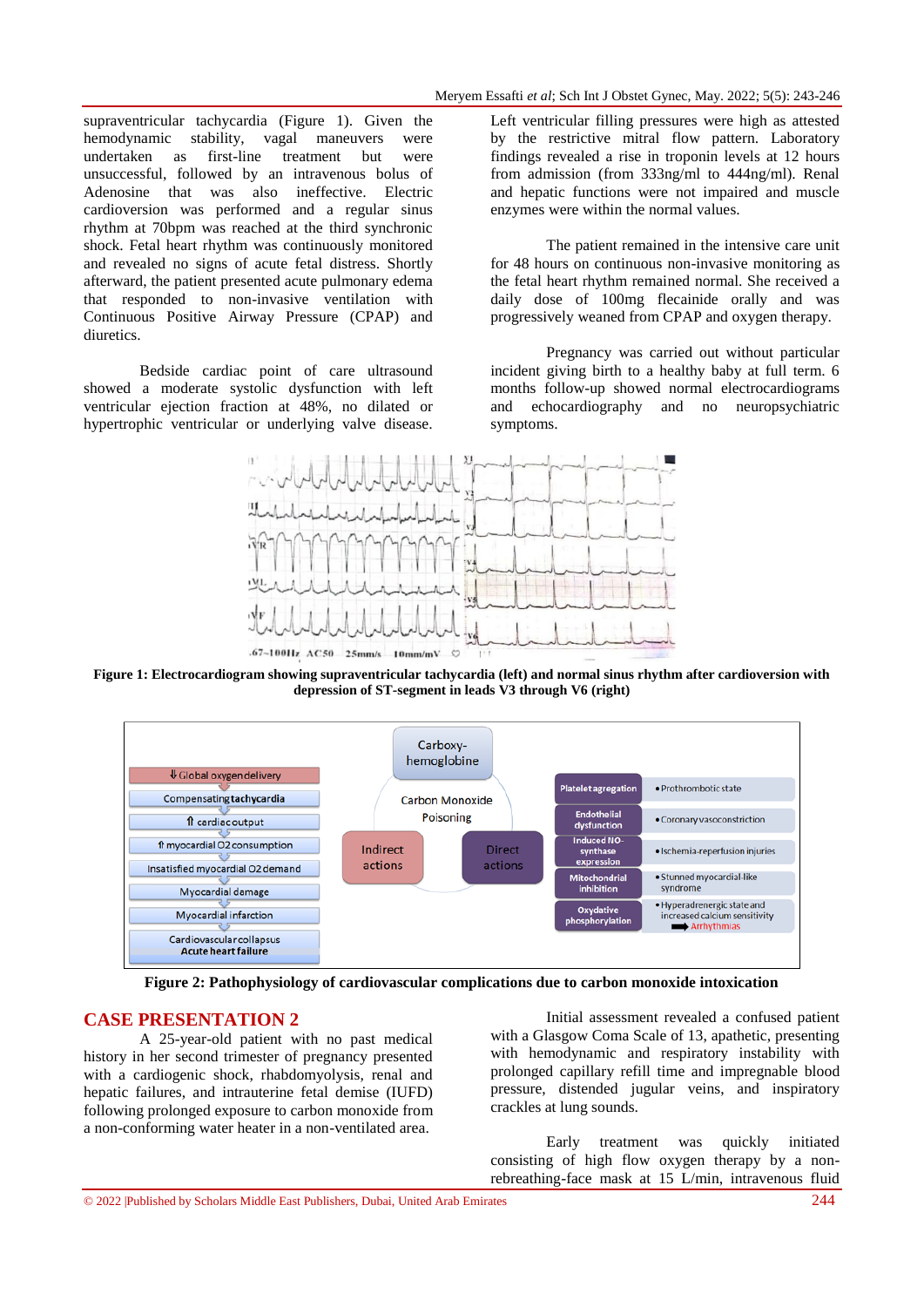supraventricular tachycardia (Figure 1). Given the hemodynamic stability, vagal maneuvers were undertaken as first-line treatment but were unsuccessful, followed by an intravenous bolus of Adenosine that was also ineffective. Electric cardioversion was performed and a regular sinus rhythm at 70bpm was reached at the third synchronic shock. Fetal heart rhythm was continuously monitored and revealed no signs of acute fetal distress. Shortly afterward, the patient presented acute pulmonary edema that responded to non-invasive ventilation with Continuous Positive Airway Pressure (CPAP) and diuretics.

Bedside cardiac point of care ultrasound showed a moderate systolic dysfunction with left ventricular ejection fraction at 48%, no dilated or hypertrophic ventricular or underlying valve disease. Left ventricular filling pressures were high as attested by the restrictive mitral flow pattern. Laboratory findings revealed a rise in troponin levels at 12 hours from admission (from 333ng/ml to 444ng/ml). Renal and hepatic functions were not impaired and muscle enzymes were within the normal values.

The patient remained in the intensive care unit for 48 hours on continuous non-invasive monitoring as the fetal heart rhythm remained normal. She received a daily dose of 100mg flecainide orally and was progressively weaned from CPAP and oxygen therapy.

Pregnancy was carried out without particular incident giving birth to a healthy baby at full term. 6 months follow-up showed normal electrocardiograms and echocardiography and no neuropsychiatric symptoms.

**Figure 1: Electrocardiogram showing supraventricular tachycardia (left) and normal sinus rhythm after cardioversion with depression of ST-segment in leads V3 through V6 (right)**

**Figure 2: Pathophysiology of cardiovascular complications due to carbon monoxide intoxication**

## CASE PRESENTATION 2

A 25-year-old patient with no past medical history in her second trimester of pregnancy presented with a cardiogenic shock, rhabdomyolysis, renal and hepatic failures, and intrauterine fetal demise (IUFD) following prolonged exposure to carbon monoxide from a non-conforming water heater in a non-ventilated area.

Initial assessment revealed a confused patient with a Glasgow Coma Scale of 13, apathetic, presenting with hemodynamic and respiratory instability with prolonged capillary refill time and impregnable blood pressure, distended jugular veins, and inspiratory crackles at lung sounds.

Early treatment was quickly initiated consisting of high flow oxygen therapy by a non-rebreathing-face mask at 15 L/min, intravenous fluid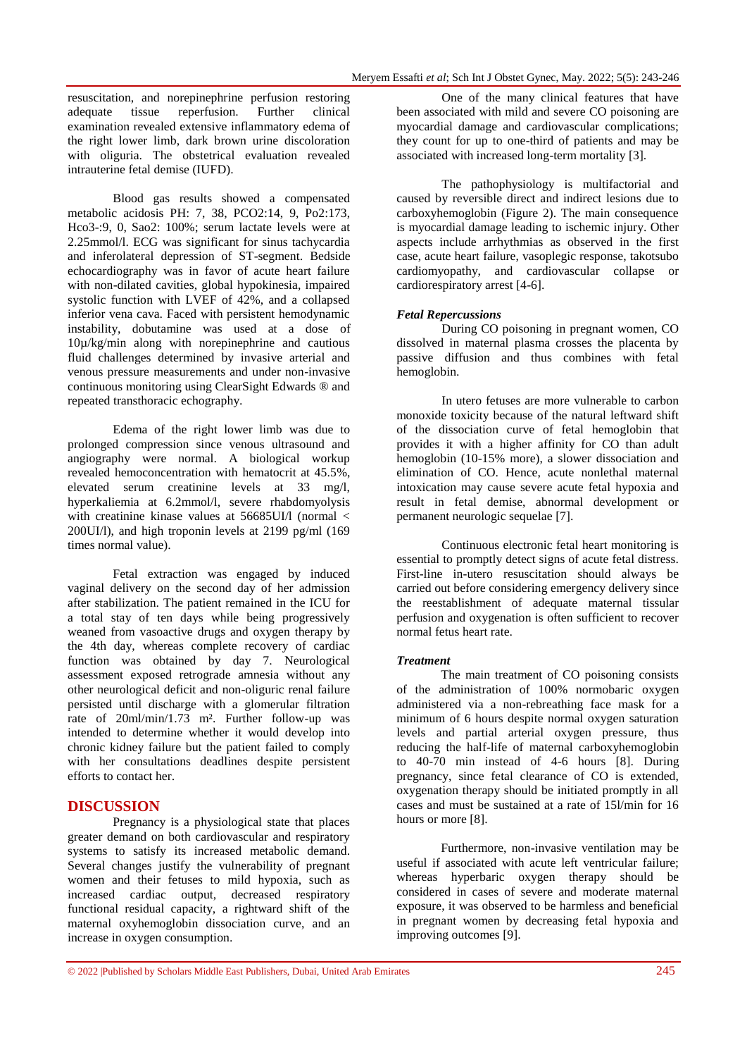resuscitation, and norepinephrine perfusion restoring adequate tissue reperfusion. Further clinical examination revealed extensive inflammatory edema of the right lower limb, dark brown urine discoloration with oliguria. The obstetrical evaluation revealed intrauterine fetal demise (IUFD).

Blood gas results showed a compensated metabolic acidosis PH: 7, 38, PCO2:14, 9, Po2:173, Hco3-:9, 0, Sao2: 100%; serum lactate levels were at 2.25mmol/l. ECG was significant for sinus tachycardia and inferolateral depression of ST-segment. Bedside echocardiography was in favor of acute heart failure with non-dilated cavities, global hypokinesia, impaired systolic function with LVEF of 42%, and a collapsed inferior vena cava. Faced with persistent hemodynamic instability, dobutamine was used at a dose of 10µ/kg/min along with norepinephrine and cautious fluid challenges determined by invasive arterial and venous pressure measurements and under non-invasive continuous monitoring using ClearSight Edwards ® and repeated transthoracic echography.

Edema of the right lower limb was due to prolonged compression since venous ultrasound and angiography were normal. A biological workup revealed hemoconcentration with hematocrit at 45.5%, elevated serum creatinine levels at 33 mg/l, hyperkaliemia at 6.2mmol/l, severe rhabdomyolysis with creatinine kinase values at 56685UI/l (normal < 200UI/l), and high troponin levels at 2199 pg/ml (169 times normal value).

Fetal extraction was engaged by induced vaginal delivery on the second day of her admission after stabilization. The patient remained in the ICU for a total stay of ten days while being progressively weaned from vasoactive drugs and oxygen therapy by the 4th day, whereas complete recovery of cardiac function was obtained by day 7. Neurological assessment exposed retrograde amnesia without any other neurological deficit and non-oliguric renal failure persisted until discharge with a glomerular filtration rate of 20ml/min/1.73 m². Further follow-up was intended to determine whether it would develop into chronic kidney failure but the patient failed to comply with her consultations deadlines despite persistent efforts to contact her.

## DISCUSSION

Pregnancy is a physiological state that places greater demand on both cardiovascular and respiratory systems to satisfy its increased metabolic demand. Several changes justify the vulnerability of pregnant women and their fetuses to mild hypoxia, such as increased cardiac output, decreased respiratory functional residual capacity, a rightward shift of the maternal oxyhemoglobin dissociation curve, and an increase in oxygen consumption.

One of the many clinical features that have been associated with mild and severe CO poisoning are myocardial damage and cardiovascular complications; they count for up to one-third of patients and may be associated with increased long-term mortality [3].

The pathophysiology is multifactorial and caused by reversible direct and indirect lesions due to carboxyhemoglobin (Figure 2). The main consequence is myocardial damage leading to ischemic injury. Other aspects include arrhythmias as observed in the first case, acute heart failure, vasoplegic response, takotsubo cardiomyopathy, and cardiovascular collapse or cardiorespiratory arrest [4-6].

### *Fetal Repercussions*

During CO poisoning in pregnant women, CO dissolved in maternal plasma crosses the placenta by passive diffusion and thus combines with fetal hemoglobin.

In utero fetuses are more vulnerable to carbon monoxide toxicity because of the natural leftward shift of the dissociation curve of fetal hemoglobin that provides it with a higher affinity for CO than adult hemoglobin (10-15% more), a slower dissociation and elimination of CO. Hence, acute nonlethal maternal intoxication may cause severe acute fetal hypoxia and result in fetal demise, abnormal development or permanent neurologic sequelae [7].

Continuous electronic fetal heart monitoring is essential to promptly detect signs of acute fetal distress. First-line in-utero resuscitation should always be carried out before considering emergency delivery since the reestablishment of adequate maternal tissular perfusion and oxygenation is often sufficient to recover normal fetus heart rate.

### *Treatment*

The main treatment of CO poisoning consists of the administration of 100% normobaric oxygen administered via a non-rebreathing face mask for a minimum of 6 hours despite normal oxygen saturation levels and partial arterial oxygen pressure, thus reducing the half-life of maternal carboxyhemoglobin to 40-70 min instead of 4-6 hours [8]. During pregnancy, since fetal clearance of CO is extended, oxygenation therapy should be initiated promptly in all cases and must be sustained at a rate of 15l/min for 16 hours or more [8].

Furthermore, non-invasive ventilation may be useful if associated with acute left ventricular failure; whereas hyperbaric oxygen therapy should be considered in cases of severe and moderate maternal exposure, it was observed to be harmless and beneficial in pregnant women by decreasing fetal hypoxia and improving outcomes [9].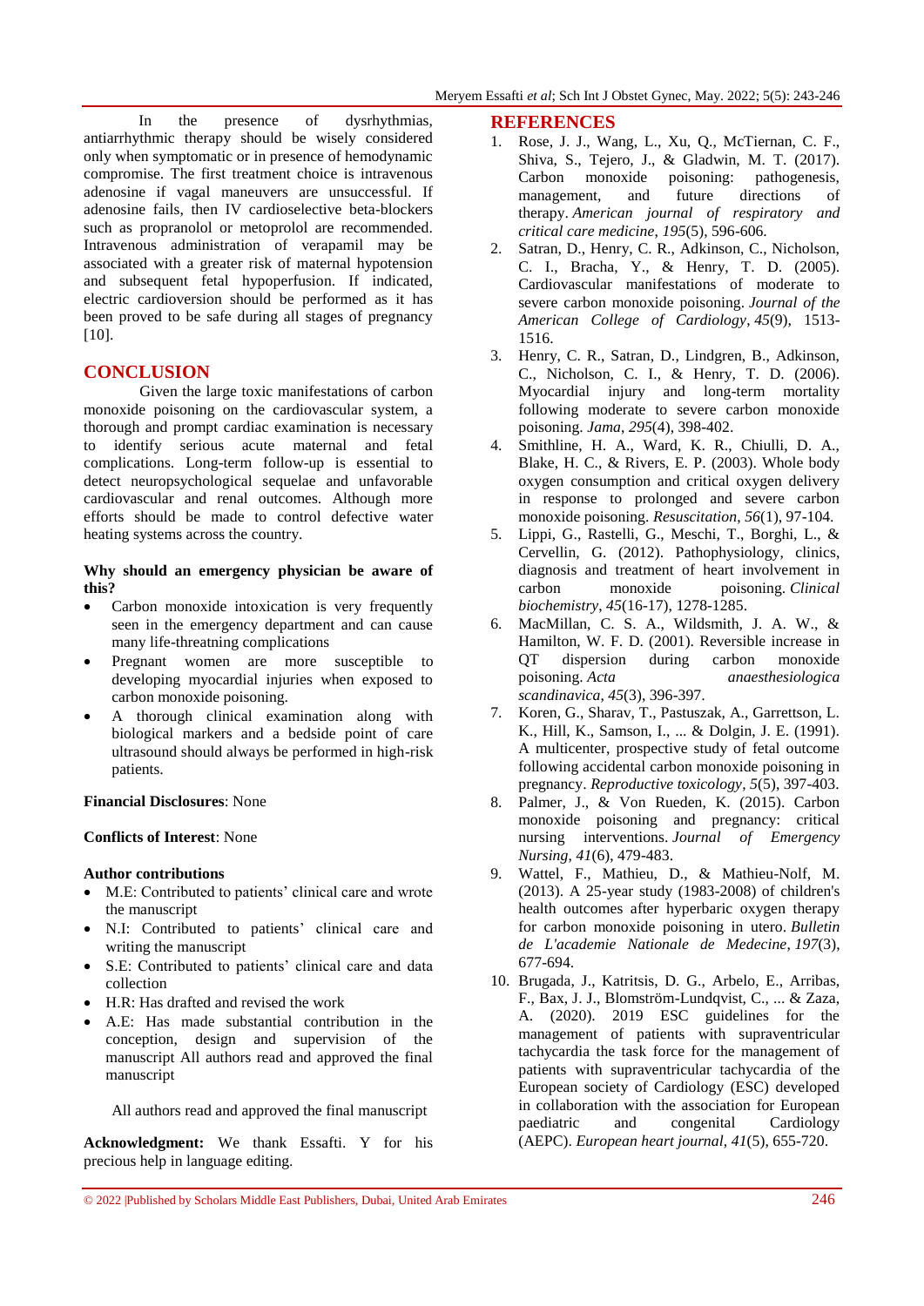In the presence of dysrhythmias, antiarrhythmic therapy should be wisely considered only when symptomatic or in presence of hemodynamic compromise. The first treatment choice is intravenous adenosine if vagal maneuvers are unsuccessful. If adenosine fails, then IV cardioselective beta-blockers such as propranolol or metoprolol are recommended. Intravenous administration of verapamil may be associated with a greater risk of maternal hypotension and subsequent fetal hypoperfusion. If indicated, electric cardioversion should be performed as it has been proved to be safe during all stages of pregnancy [10].

## CONCLUSION

Given the large toxic manifestations of carbon monoxide poisoning on the cardiovascular system, a thorough and prompt cardiac examination is necessary to identify serious acute maternal and fetal complications. Long-term follow-up is essential to detect neuropsychological sequelae and unfavorable cardiovascular and renal outcomes. Although more efforts should be made to control defective water heating systems across the country.

**Why should an emergency physician be aware of this?**

- Carbon monoxide intoxication is very frequently seen in the emergency department and can cause many life-threatning complications
- Pregnant women are more susceptible to developing myocardial injuries when exposed to carbon monoxide poisoning.
- A thorough clinical examination along with biological markers and a bedside point of care ultrasound should always be performed in high-risk patients.

**Financial Disclosures**: None

**Conflicts of Interest**: None

**Author contributions**

- M.E: Contributed to patients' clinical care and wrote the manuscript
- N.I: Contributed to patients' clinical care and writing the manuscript
- S.E: Contributed to patients' clinical care and data collection
- H.R: Has drafted and revised the work
- A.E: Has made substantial contribution in the conception, design and supervision of the manuscript All authors read and approved the final manuscript

All authors read and approved the final manuscript

**Acknowledgment:** We thank Essafti. Y for his precious help in language editing.

## REFERENCES

1. Rose, J. J., Wang, L., Xu, Q., McTiernan, C. F., Shiva, S., Tejero, J., & Gladwin, M. T. (2017). Carbon monoxide poisoning: pathogenesis, management, and future directions of therapy. *American journal of respiratory and critical care medicine*, *195*(5), 596-606.
2. Satran, D., Henry, C. R., Adkinson, C., Nicholson, C. I., Bracha, Y., & Henry, T. D. (2005). Cardiovascular manifestations of moderate to severe carbon monoxide poisoning. *Journal of the American College of Cardiology*, *45*(9), 1513-1516.
3. Henry, C. R., Satran, D., Lindgren, B., Adkinson, C., Nicholson, C. I., & Henry, T. D. (2006). Myocardial injury and long-term mortality following moderate to severe carbon monoxide poisoning. *Jama*, *295*(4), 398-402.
4. Smithline, H. A., Ward, K. R., Chiulli, D. A., Blake, H. C., & Rivers, E. P. (2003). Whole body oxygen consumption and critical oxygen delivery in response to prolonged and severe carbon monoxide poisoning. *Resuscitation*, *56*(1), 97-104.
5. Lippi, G., Rastelli, G., Meschi, T., Borghi, L., & Cervellin, G. (2012). Pathophysiology, clinics, diagnosis and treatment of heart involvement in carbon monoxide poisoning. *Clinical biochemistry*, *45*(16-17), 1278-1285.
6. MacMillan, C. S. A., Wildsmith, J. A. W., & Hamilton, W. F. D. (2001). Reversible increase in QT dispersion during carbon monoxide poisoning. *Acta anaesthesiologica scandinavica*, *45*(3), 396-397.
7. Koren, G., Sharav, T., Pastuszak, A., Garrettson, L. K., Hill, K., Samson, I., ... & Dolgin, J. E. (1991). A multicenter, prospective study of fetal outcome following accidental carbon monoxide poisoning in pregnancy. *Reproductive toxicology*, *5*(5), 397-403.
8. Palmer, J., & Von Rueden, K. (2015). Carbon monoxide poisoning and pregnancy: critical nursing interventions. *Journal of Emergency Nursing*, *41*(6), 479-483.
9. Wattel, F., Mathieu, D., & Mathieu-Nolf, M. (2013). A 25-year study (1983-2008) of children's health outcomes after hyperbaric oxygen therapy for carbon monoxide poisoning in utero. *Bulletin de L'academie Nationale de Medecine*, *197*(3), 677-694.
10. Brugada, J., Katritsis, D. G., Arbelo, E., Arribas, F., Bax, J. J., Blomström-Lundqvist, C., ... & Zaza, A. (2020). 2019 ESC guidelines for the management of patients with supraventricular tachycardia the task force for the management of patients with supraventricular tachycardia of the European society of Cardiology (ESC) developed in collaboration with the association for European paediatric and congenital Cardiology (AEPC). *European heart journal*, *41*(5), 655-720.